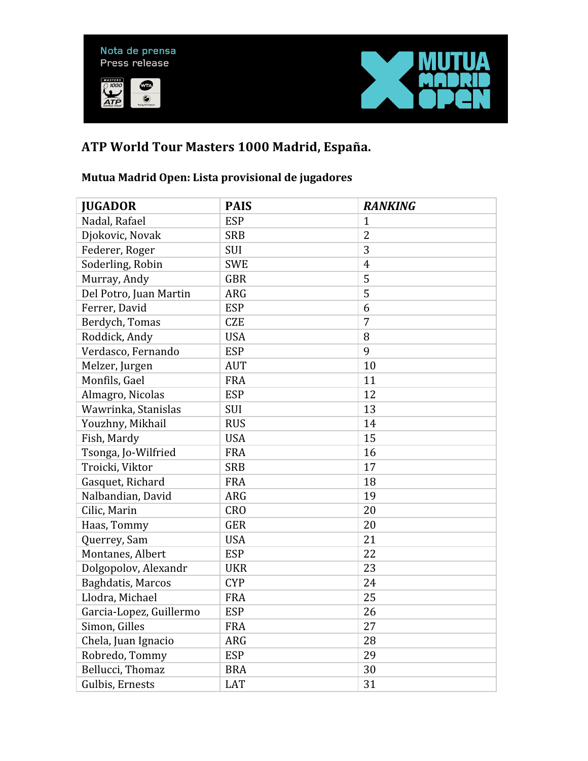Nota de prensa
Press release

## ATP World Tour Masters 1000 Madrid, España.

### Mutua Madrid Open: Lista provisional de jugadores

| JUGADOR | PAIS | *RANKING* |
|---|---|---|
| Nadal, Rafael | ESP | 1 |
| Djokovic, Novak | SRB | 2 |
| Federer, Roger | SUI | 3 |
| Soderling, Robin | SWE | 4 |
| Murray, Andy | GBR | 5 |
| Del Potro, Juan Martin | ARG | 5 |
| Ferrer, David | ESP | 6 |
| Berdych, Tomas | CZE | 7 |
| Roddick, Andy | USA | 8 |
| Verdasco, Fernando | ESP | 9 |
| Melzer, Jurgen | AUT | 10 |
| Monfils, Gael | FRA | 11 |
| Almagro, Nicolas | ESP | 12 |
| Wawrinka, Stanislas | SUI | 13 |
| Youzhny, Mikhail | RUS | 14 |
| Fish, Mardy | USA | 15 |
| Tsonga, Jo-Wilfried | FRA | 16 |
| Troicki, Viktor | SRB | 17 |
| Gasquet, Richard | FRA | 18 |
| Nalbandian, David | ARG | 19 |
| Cilic, Marin | CRO | 20 |
| Haas, Tommy | GER | 20 |
| Querrey, Sam | USA | 21 |
| Montanes, Albert | ESP | 22 |
| Dolgopolov, Alexandr | UKR | 23 |
| Baghdatis, Marcos | CYP | 24 |
| Llodra, Michael | FRA | 25 |
| Garcia-Lopez, Guillermo | ESP | 26 |
| Simon, Gilles | FRA | 27 |
| Chela, Juan Ignacio | ARG | 28 |
| Robredo, Tommy | ESP | 29 |
| Bellucci, Thomaz | BRA | 30 |
| Gulbis, Ernests | LAT | 31 |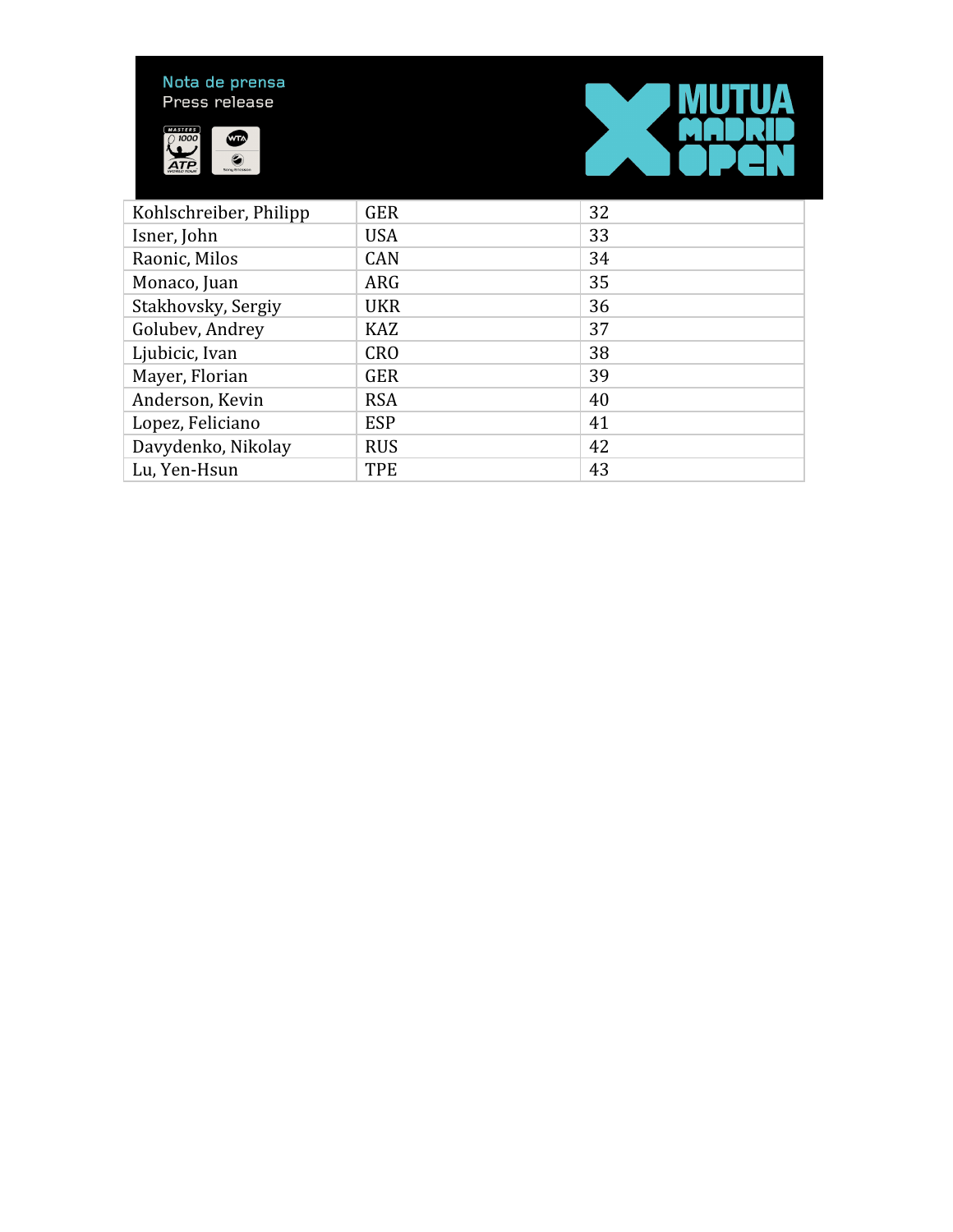| | | |
|---|---|---|
| Kohlschreiber, Philipp | GER | 32 |
| Isner, John | USA | 33 |
| Raonic, Milos | CAN | 34 |
| Monaco, Juan | ARG | 35 |
| Stakhovsky, Sergiy | UKR | 36 |
| Golubev, Andrey | KAZ | 37 |
| Ljubicic, Ivan | CRO | 38 |
| Mayer, Florian | GER | 39 |
| Anderson, Kevin | RSA | 40 |
| Lopez, Feliciano | ESP | 41 |
| Davydenko, Nikolay | RUS | 42 |
| Lu, Yen-Hsun | TPE | 43 |